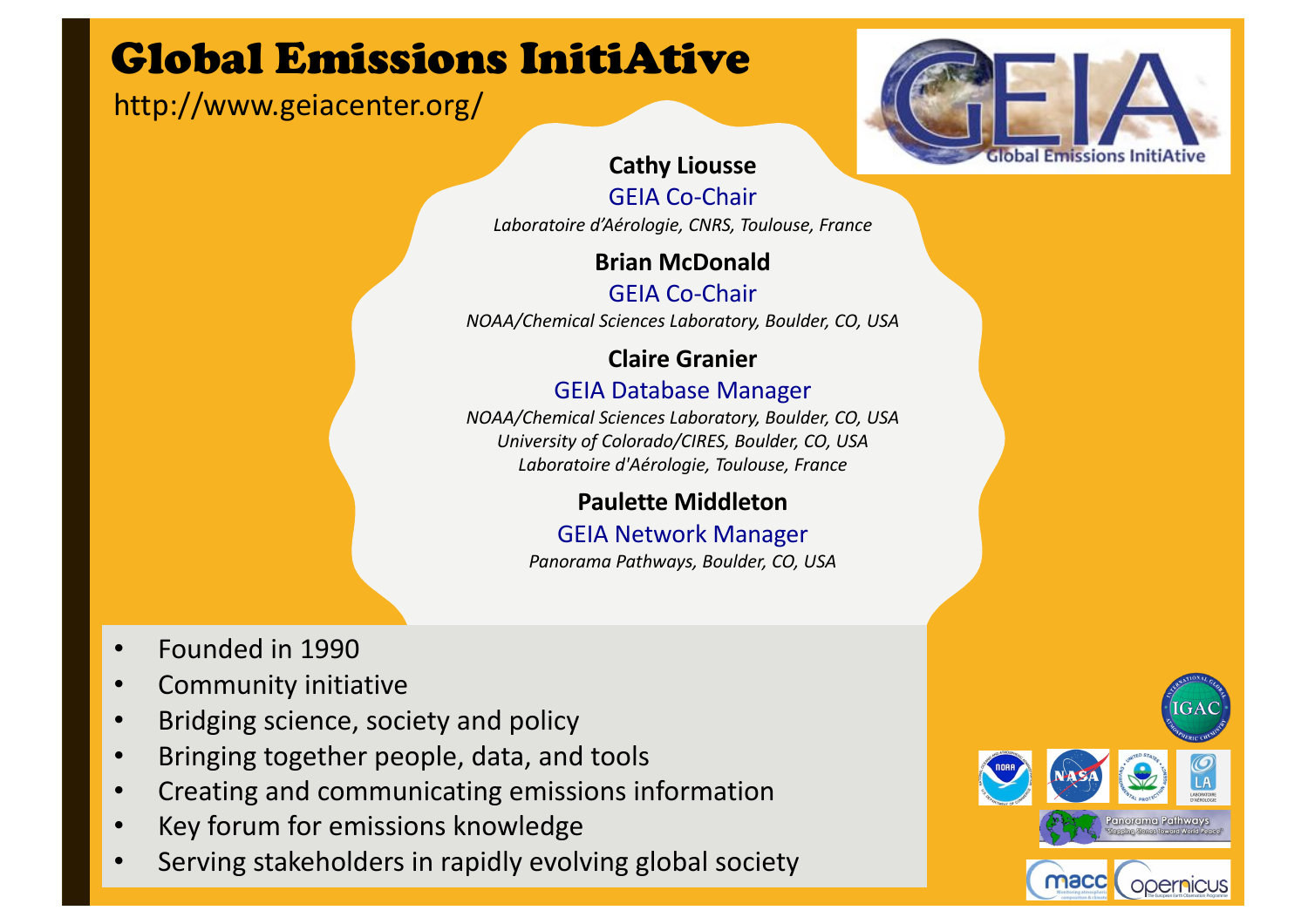# Global Emissions InitiAtive

http://www.geiacenter.org/

**Cathy Liousse**
GEIA Co-Chair
*Laboratoire d'Aérologie, CNRS, Toulouse, France*

**Brian McDonald**
GEIA Co-Chair
*NOAA/Chemical Sciences Laboratory, Boulder, CO, USA*

**Claire Granier**
GEIA Database Manager
*NOAA/Chemical Sciences Laboratory, Boulder, CO, USA*
*University of Colorado/CIRES, Boulder, CO, USA*
*Laboratoire d'Aérologie, Toulouse, France*

**Paulette Middleton**
GEIA Network Manager
*Panorama Pathways, Boulder, CO, USA*

- Founded in 1990
- Community initiative
- Bridging science, society and policy
- Bringing together people, data, and tools
- Creating and communicating emissions information
- Key forum for emissions knowledge
- Serving stakeholders in rapidly evolving global society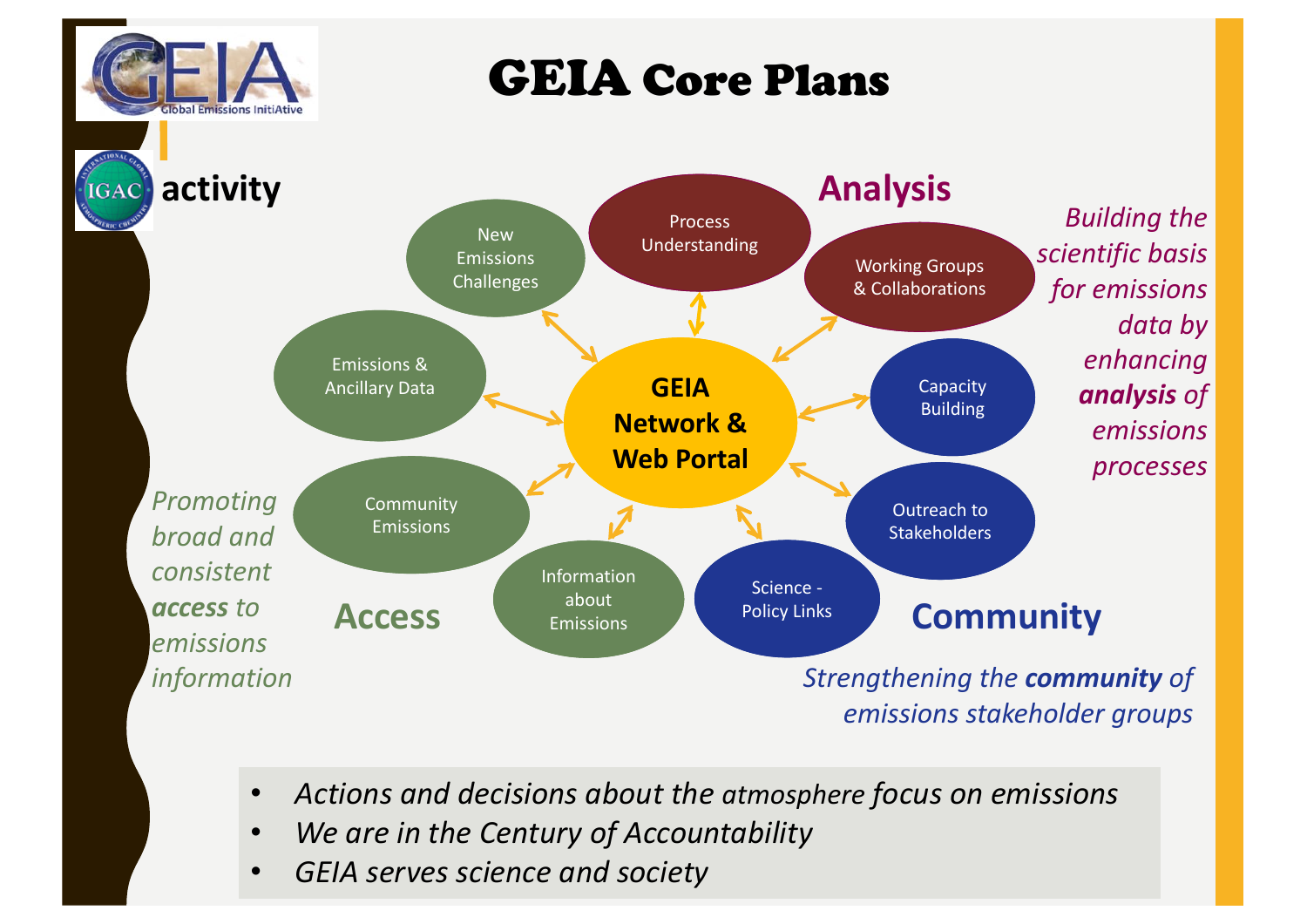# GEIA Core Plans

GEIA Global Emissions InitiAtive

IGAC **activity**

**GEIA Network & Web Portal**

## Analysis

- Process Understanding
- Working Groups & Collaborations
- New Emissions Challenges

*Building the scientific basis for emissions data by enhancing **analysis** of emissions processes*

## Access

- Emissions & Ancillary Data
- Community Emissions
- Information about Emissions

*Promoting broad and consistent **access** to emissions information*

## Community

- Capacity Building
- Outreach to Stakeholders
- Science - Policy Links

*Strengthening the **community** of emissions stakeholder groups*

- *Actions and decisions about the atmosphere focus on emissions*
- *We are in the Century of Accountability*
- *GEIA serves science and society*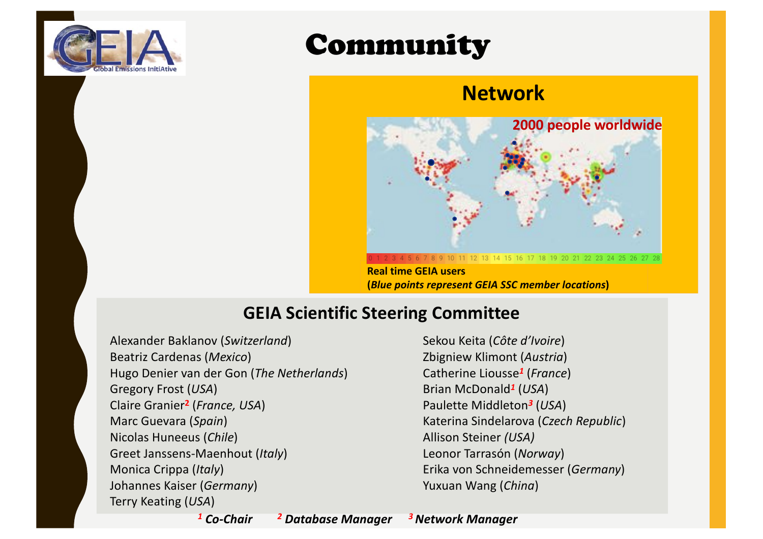# Community

## Network

2000 people worldwide

0 1 2 3 4 5 6 7 8 9 10 11 12 13 14 15 16 17 18 19 20 21 22 23 24 25 26 27 28

**Real time GEIA users**
**(*Blue points represent GEIA SSC member locations*)**

## GEIA Scientific Steering Committee

Alexander Baklanov (*Switzerland*)
Beatriz Cardenas (*Mexico*)
Hugo Denier van der Gon (*The Netherlands*)
Gregory Frost (*USA*)
Claire Granier[2] (*France, USA*)
Marc Guevara (*Spain*)
Nicolas Huneeus (*Chile*)
Greet Janssens-Maenhout (*Italy*)
Monica Crippa (*Italy*)
Johannes Kaiser (*Germany*)
Terry Keating (*USA*)
Sekou Keita (*Côte d'Ivoire*)
Zbigniew Klimont (*Austria*)
Catherine Liousse[1] (*France*)
Brian McDonald[1] (*USA*)
Paulette Middleton[3] (*USA*)
Katerina Sindelarova (*Czech Republic*)
Allison Steiner *(USA)*
Leonor Tarrasón (*Norway*)
Erika von Schneidemesser (*Germany*)
Yuxuan Wang (*China*)

***[1] Co-Chair [2] Database Manager [3] Network Manager***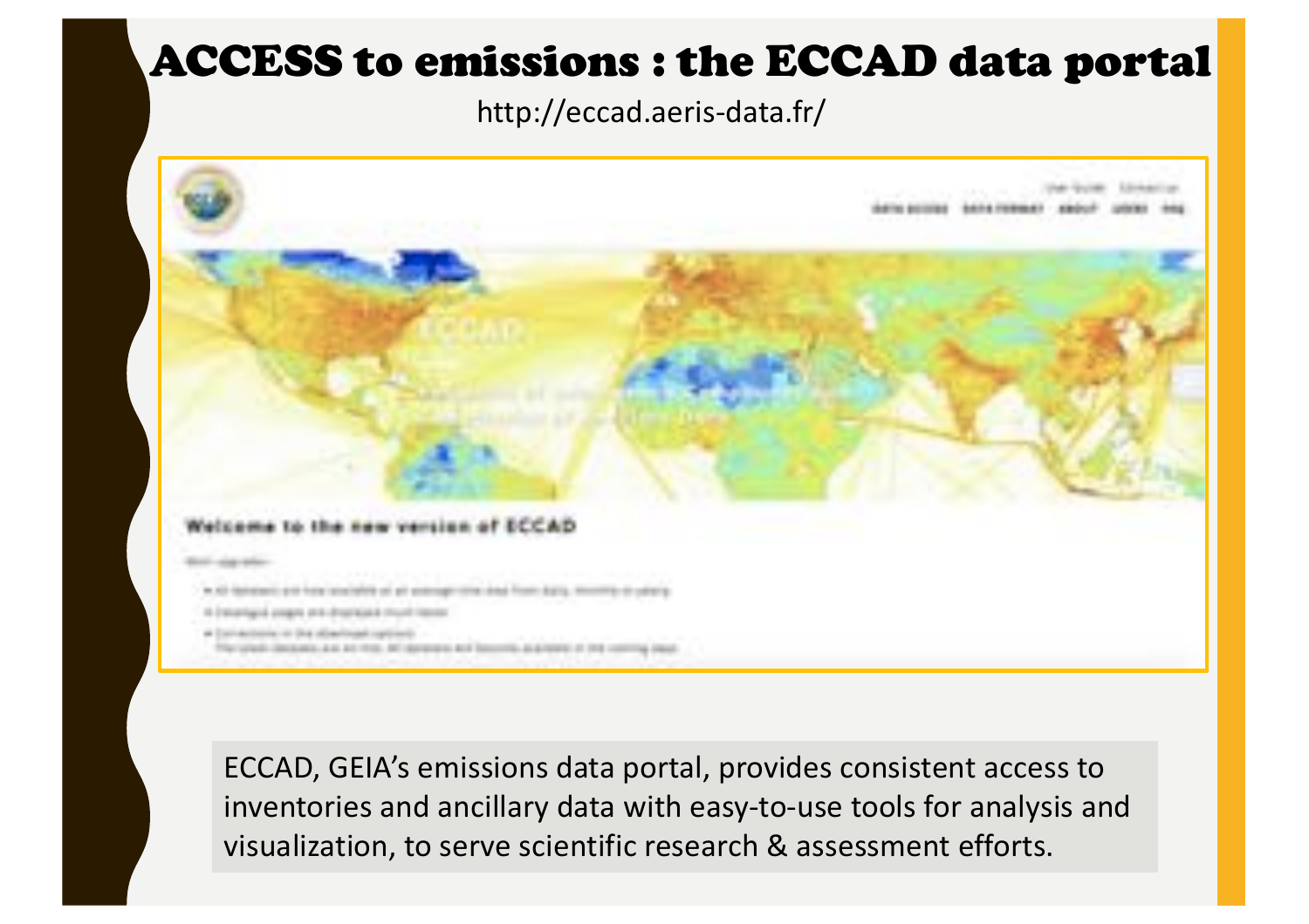# ACCESS to emissions : the ECCAD data portal

http://eccad.aeris-data.fr/

ECCAD, GEIA's emissions data portal, provides consistent access to inventories and ancillary data with easy-to-use tools for analysis and visualization, to serve scientific research & assessment efforts.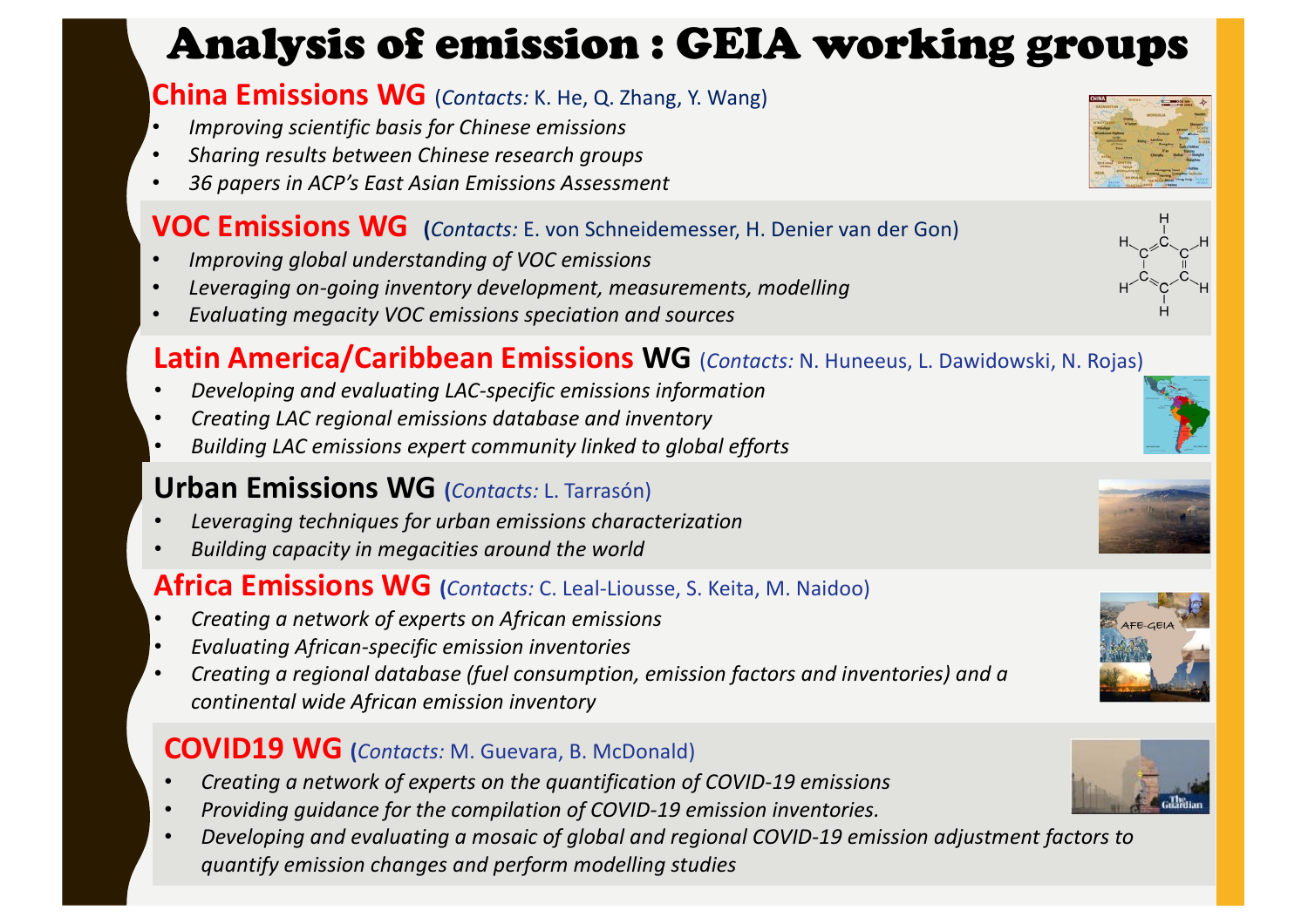# Analysis of emission : GEIA working groups

## China Emissions WG (*Contacts:* K. He, Q. Zhang, Y. Wang)

- *Improving scientific basis for Chinese emissions*
- *Sharing results between Chinese research groups*
- *36 papers in ACP's East Asian Emissions Assessment*

## VOC Emissions WG (*Contacts:* E. von Schneidemesser, H. Denier van der Gon)

- *Improving global understanding of VOC emissions*
- *Leveraging on-going inventory development, measurements, modelling*
- *Evaluating megacity VOC emissions speciation and sources*

## Latin America/Caribbean Emissions WG (*Contacts:* N. Huneeus, L. Dawidowski, N. Rojas)

- *Developing and evaluating LAC-specific emissions information*
- *Creating LAC regional emissions database and inventory*
- *Building LAC emissions expert community linked to global efforts*

## Urban Emissions WG (*Contacts:* L. Tarrasón)

- *Leveraging techniques for urban emissions characterization*
- *Building capacity in megacities around the world*

## Africa Emissions WG (*Contacts:* C. Leal-Liousse, S. Keita, M. Naidoo)

- *Creating a network of experts on African emissions*
- *Evaluating African-specific emission inventories*
- *Creating a regional database (fuel consumption, emission factors and inventories) and a continental wide African emission inventory*

## COVID19 WG (*Contacts:* M. Guevara, B. McDonald)

- *Creating a network of experts on the quantification of COVID-19 emissions*
- *Providing guidance for the compilation of COVID-19 emission inventories.*
- *Developing and evaluating a mosaic of global and regional COVID-19 emission adjustment factors to quantify emission changes and perform modelling studies*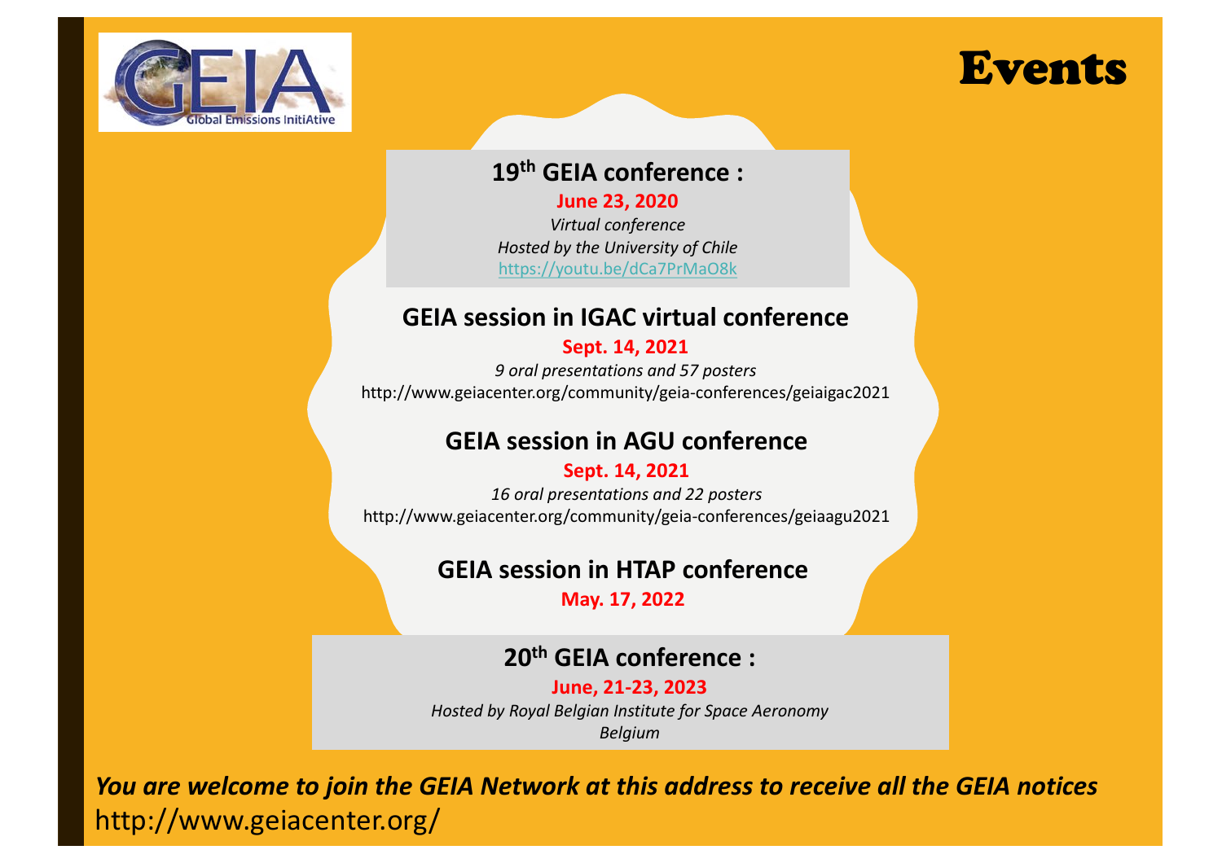GEIA
Global Emissions InitiAtive

# Events

## 19th GEIA conference :

**June 23, 2020**

*Virtual conference*

*Hosted by the University of Chile*

https://youtu.be/dCa7PrMaO8k

## GEIA session in IGAC virtual conference

**Sept. 14, 2021**

*9 oral presentations and 57 posters*

http://www.geiacenter.org/community/geia-conferences/geiaigac2021

## GEIA session in AGU conference

**Sept. 14, 2021**

*16 oral presentations and 22 posters*

http://www.geiacenter.org/community/geia-conferences/geiaagu2021

## GEIA session in HTAP conference

**May. 17, 2022**

## 20th GEIA conference :

**June, 21-23, 2023**

*Hosted by Royal Belgian Institute for Space Aeronomy*

*Belgium*

***You are welcome to join the GEIA Network at this address to receive all the GEIA notices***

http://www.geiacenter.org/